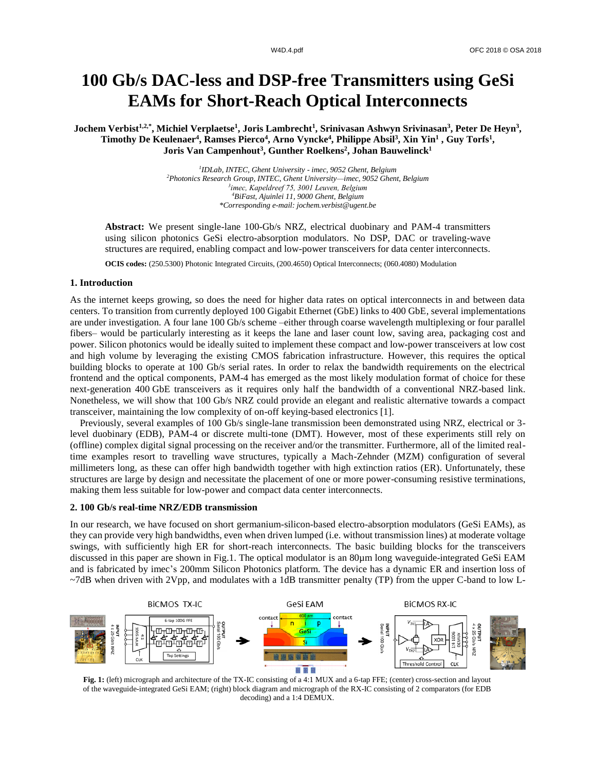# 100 Gb/s DAC-less and DSP-free Transmitters using GeSi EAMs for Short-Reach Optical Interconnects

**Jochem Verbist[1,2,*], Michiel Verplaetse[1], Joris Lambrecht[1], Srinivasan Ashwyn Srivinasan[3], Peter De Heyn[3], Timothy De Keulenaer[4], Ramses Pierco[4], Arno Vyncke[4], Philippe Absil[3], Xin Yin[1], Guy Torfs[1], Joris Van Campenhout[3], Gunther Roelkens[2], Johan Bauwelinck[1]**

*[1]IDLab, INTEC, Ghent University - imec, 9052 Ghent, Belgium*
*[2]Photonics Research Group, INTEC, Ghent University—imec, 9052 Ghent, Belgium*
*[3]imec, Kapeldreef 75, 3001 Leuven, Belgium*
*[4]BiFast, Ajuinlei 11, 9000 Ghent, Belgium*
*\*Corresponding e-mail: jochem.verbist@ugent.be*

**Abstract:** We present single-lane 100-Gb/s NRZ, electrical duobinary and PAM-4 transmitters using silicon photonics GeSi electro-absorption modulators. No DSP, DAC or traveling-wave structures are required, enabling compact and low-power transceivers for data center interconnects.

**OCIS codes:** (250.5300) Photonic Integrated Circuits, (200.4650) Optical Interconnects; (060.4080) Modulation

## 1. Introduction

As the internet keeps growing, so does the need for higher data rates on optical interconnects in and between data centers. To transition from currently deployed 100 Gigabit Ethernet (GbE) links to 400 GbE, several implementations are under investigation. A four lane 100 Gb/s scheme –either through coarse wavelength multiplexing or four parallel fibers– would be particularly interesting as it keeps the lane and laser count low, saving area, packaging cost and power. Silicon photonics would be ideally suited to implement these compact and low-power transceivers at low cost and high volume by leveraging the existing CMOS fabrication infrastructure. However, this requires the optical building blocks to operate at 100 Gb/s serial rates. In order to relax the bandwidth requirements on the electrical frontend and the optical components, PAM-4 has emerged as the most likely modulation format of choice for these next-generation 400 GbE transceivers as it requires only half the bandwidth of a conventional NRZ-based link. Nonetheless, we will show that 100 Gb/s NRZ could provide an elegant and realistic alternative towards a compact transceiver, maintaining the low complexity of on-off keying-based electronics [1].

Previously, several examples of 100 Gb/s single-lane transmission been demonstrated using NRZ, electrical or 3-level duobinary (EDB), PAM-4 or discrete multi-tone (DMT). However, most of these experiments still rely on (offline) complex digital signal processing on the receiver and/or the transmitter. Furthermore, all of the limited real-time examples resort to travelling wave structures, typically a Mach-Zehnder (MZM) configuration of several millimeters long, as these can offer high bandwidth together with high extinction ratios (ER). Unfortunately, these structures are large by design and necessitate the placement of one or more power-consuming resistive terminations, making them less suitable for low-power and compact data center interconnects.

## 2. 100 Gb/s real-time NRZ/EDB transmission

In our research, we have focused on short germanium-silicon-based electro-absorption modulators (GeSi EAMs), as they can provide very high bandwidths, even when driven lumped (i.e. without transmission lines) at moderate voltage swings, with sufficiently high ER for short-reach interconnects. The basic building blocks for the transceivers discussed in this paper are shown in Fig.1. The optical modulator is an 80µm long waveguide-integrated GeSi EAM and is fabricated by imec's 200mm Silicon Photonics platform. The device has a dynamic ER and insertion loss of ~7dB when driven with 2Vpp, and modulates with a 1dB transmitter penalty (TP) from the upper C-band to low L-

**Fig. 1:** (left) micrograph and architecture of the TX-IC consisting of a 4:1 MUX and a 6-tap FFE; (center) cross-section and layout of the waveguide-integrated GeSi EAM; (right) block diagram and micrograph of the RX-IC consisting of 2 comparators (for EDB decoding) and a 1:4 DEMUX.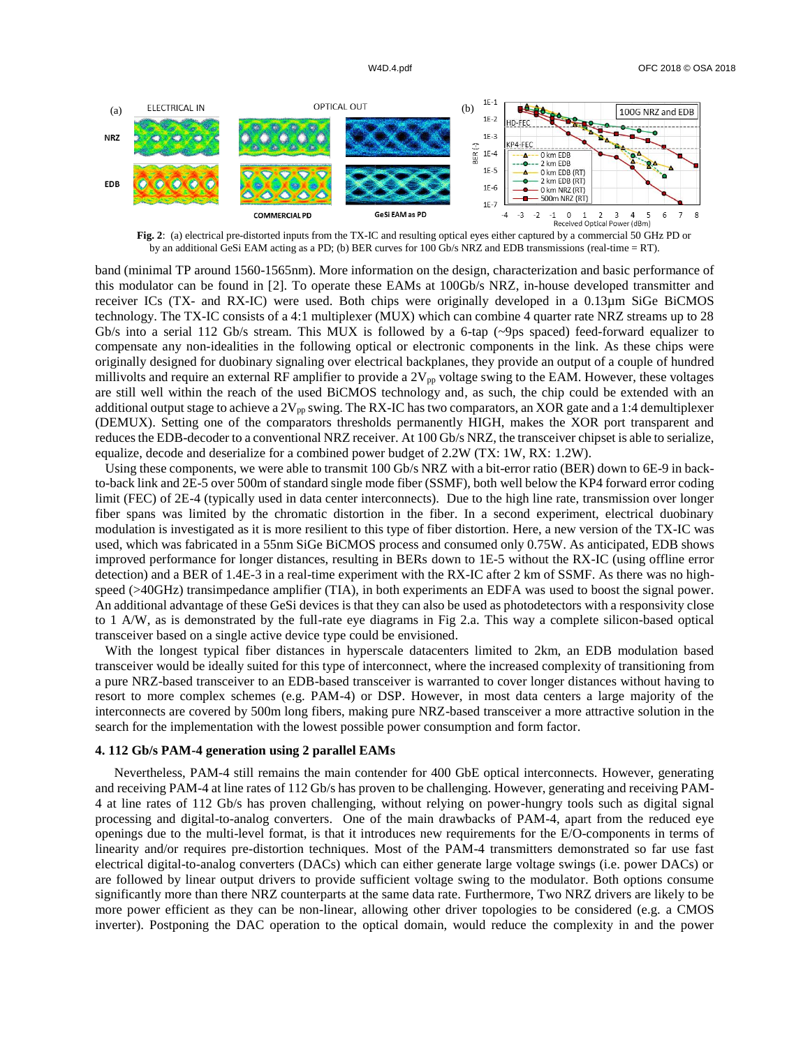Fig. 2: (a) electrical pre-distorted inputs from the TX-IC and resulting optical eyes either captured by a commercial 50 GHz PD or by an additional GeSi EAM acting as a PD; (b) BER curves for 100 Gb/s NRZ and EDB transmissions (real-time = RT).

band (minimal TP around 1560-1565nm). More information on the design, characterization and basic performance of this modulator can be found in [2]. To operate these EAMs at 100Gb/s NRZ, in-house developed transmitter and receiver ICs (TX- and RX-IC) were used. Both chips were originally developed in a 0.13µm SiGe BiCMOS technology. The TX-IC consists of a 4:1 multiplexer (MUX) which can combine 4 quarter rate NRZ streams up to 28 Gb/s into a serial 112 Gb/s stream. This MUX is followed by a 6-tap (~9ps spaced) feed-forward equalizer to compensate any non-idealities in the following optical or electronic components in the link. As these chips were originally designed for duobinary signaling over electrical backplanes, they provide an output of a couple of hundred millivolts and require an external RF amplifier to provide a $2V_{pp}$ voltage swing to the EAM. However, these voltages are still well within the reach of the used BiCMOS technology and, as such, the chip could be extended with an additional output stage to achieve a $2V_{pp}$ swing. The RX-IC has two comparators, an XOR gate and a 1:4 demultiplexer (DEMUX). Setting one of the comparators thresholds permanently HIGH, makes the XOR port transparent and reduces the EDB-decoder to a conventional NRZ receiver. At 100 Gb/s NRZ, the transceiver chipset is able to serialize, equalize, decode and deserialize for a combined power budget of 2.2W (TX: 1W, RX: 1.2W).

Using these components, we were able to transmit 100 Gb/s NRZ with a bit-error ratio (BER) down to 6E-9 in back-to-back link and 2E-5 over 500m of standard single mode fiber (SSMF), both well below the KP4 forward error coding limit (FEC) of 2E-4 (typically used in data center interconnects). Due to the high line rate, transmission over longer fiber spans was limited by the chromatic distortion in the fiber. In a second experiment, electrical duobinary modulation is investigated as it is more resilient to this type of fiber distortion. Here, a new version of the TX-IC was used, which was fabricated in a 55nm SiGe BiCMOS process and consumed only 0.75W. As anticipated, EDB shows improved performance for longer distances, resulting in BERs down to 1E-5 without the RX-IC (using offline error detection) and a BER of 1.4E-3 in a real-time experiment with the RX-IC after 2 km of SSMF. As there was no high-speed (>40GHz) transimpedance amplifier (TIA), in both experiments an EDFA was used to boost the signal power. An additional advantage of these GeSi devices is that they can also be used as photodetectors with a responsivity close to 1 A/W, as is demonstrated by the full-rate eye diagrams in Fig 2.a. This way a complete silicon-based optical transceiver based on a single active device type could be envisioned.

With the longest typical fiber distances in hyperscale datacenters limited to 2km, an EDB modulation based transceiver would be ideally suited for this type of interconnect, where the increased complexity of transitioning from a pure NRZ-based transceiver to an EDB-based transceiver is warranted to cover longer distances without having to resort to more complex schemes (e.g. PAM-4) or DSP. However, in most data centers a large majority of the interconnects are covered by 500m long fibers, making pure NRZ-based transceiver a more attractive solution in the search for the implementation with the lowest possible power consumption and form factor.

### 4. 112 Gb/s PAM-4 generation using 2 parallel EAMs

Nevertheless, PAM-4 still remains the main contender for 400 GbE optical interconnects. However, generating and receiving PAM-4 at line rates of 112 Gb/s has proven to be challenging. However, generating and receiving PAM-4 at line rates of 112 Gb/s has proven challenging, without relying on power-hungry tools such as digital signal processing and digital-to-analog converters. One of the main drawbacks of PAM-4, apart from the reduced eye openings due to the multi-level format, is that it introduces new requirements for the E/O-components in terms of linearity and/or requires pre-distortion techniques. Most of the PAM-4 transmitters demonstrated so far use fast electrical digital-to-analog converters (DACs) which can either generate large voltage swings (i.e. power DACs) or are followed by linear output drivers to provide sufficient voltage swing to the modulator. Both options consume significantly more than there NRZ counterparts at the same data rate. Furthermore, Two NRZ drivers are likely to be more power efficient as they can be non-linear, allowing other driver topologies to be considered (e.g. a CMOS inverter). Postponing the DAC operation to the optical domain, would reduce the complexity in and the power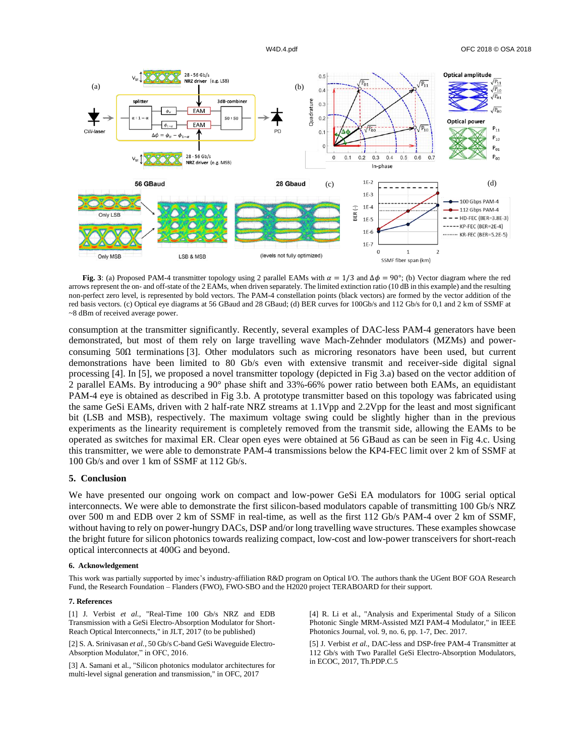(a)

$V_M$ 28 - 56 Gb/s NRZ driver (e.g. LSB)

splitter

$\alpha : 1-\alpha$

$\phi_\alpha$

EAM

3dB-combiner

50 : 50

$\phi_{1-\alpha}$

EAM

CW-laser

PD

$\Delta\phi = \phi_\alpha - \phi_{1-\alpha}$

$V_M$ 28 - 56 Gb/s NRZ driver (e.g. MSB)

(b)

Quadrature

In-phase

$\sqrt{P_{01}}$ $\sqrt{P_{11}}$ $\sqrt{P_{00}}$ $\sqrt{P_{10}}$ $\Delta\phi$

0.5 0.4 0.3 0.2 0.1 0

0 0.1 0.2 0.3 0.4 0.5 0.6 0.7

Optical amplitude

$\sqrt{P_{11}}$ $\sqrt{P_{10}}$ $\sqrt{P_{01}}$ $\sqrt{P_{00}}$

Optical power

$P_{11}$ $P_{10}$ $P_{01}$ $P_{00}$

56 GBaud

Only LSB

Only MSB

LSB & MSB

28 Gbaud

(c)

(levels not fully optimized)

(d)

BER (-)

1E-2 1E-3 1E-4 1E-5 1E-6 1E-7

0 1 2

SSMF fiber span (km)

100 Gbps PAM-4

112 Gbps PAM-4

HD-FEC (BER=3.8E-3)

KP-FEC (BER=2E-4)

KR-FEC (BER=5.2E-5)

**Fig. 3**: (a) Proposed PAM-4 transmitter topology using 2 parallel EAMs with $\alpha = 1/3$ and $\Delta\phi = 90°$; (b) Vector diagram where the red arrows represent the on- and off-state of the 2 EAMs, when driven separately. The limited extinction ratio (10 dB in this example) and the resulting non-perfect zero level, is represented by bold vectors. The PAM-4 constellation points (black vectors) are formed by the vector addition of the red basis vectors. (c) Optical eye diagrams at 56 GBaud and 28 GBaud; (d) BER curves for 100Gb/s and 112 Gb/s for 0,1 and 2 km of SSMF at ~8 dBm of received average power.

consumption at the transmitter significantly. Recently, several examples of DAC-less PAM-4 generators have been demonstrated, but most of them rely on large travelling wave Mach-Zehnder modulators (MZMs) and power-consuming 50Ω terminations [3]. Other modulators such as microring resonators have been used, but current demonstrations have been limited to 80 Gb/s even with extensive transmit and receiver-side digital signal processing [4]. In [5], we proposed a novel transmitter topology (depicted in Fig 3.a) based on the vector addition of 2 parallel EAMs. By introducing a 90° phase shift and 33%-66% power ratio between both EAMs, an equidistant PAM-4 eye is obtained as described in Fig 3.b. A prototype transmitter based on this topology was fabricated using the same GeSi EAMs, driven with 2 half-rate NRZ streams at 1.1Vpp and 2.2Vpp for the least and most significant bit (LSB and MSB), respectively. The maximum voltage swing could be slightly higher than in the previous experiments as the linearity requirement is completely removed from the transmit side, allowing the EAMs to be operated as switches for maximal ER. Clear open eyes were obtained at 56 GBaud as can be seen in Fig 4.c. Using this transmitter, we were able to demonstrate PAM-4 transmissions below the KP4-FEC limit over 2 km of SSMF at 100 Gb/s and over 1 km of SSMF at 112 Gb/s.

## 5. Conclusion

We have presented our ongoing work on compact and low-power GeSi EA modulators for 100G serial optical interconnects. We were able to demonstrate the first silicon-based modulators capable of transmitting 100 Gb/s NRZ over 500 m and EDB over 2 km of SSMF in real-time, as well as the first 112 Gb/s PAM-4 over 2 km of SSMF, without having to rely on power-hungry DACs, DSP and/or long travelling wave structures. These examples showcase the bright future for silicon photonics towards realizing compact, low-cost and low-power transceivers for short-reach optical interconnects at 400G and beyond.

### 6. Acknowledgement

This work was partially supported by imec's industry-affiliation R&D program on Optical I/O. The authors thank the UGent BOF GOA Research Fund, the Research Foundation – Flanders (FWO), FWO-SBO and the H2020 project TERABOARD for their support.

### 7. References

[1] J. Verbist *et al.*, "Real-Time 100 Gb/s NRZ and EDB Transmission with a GeSi Electro-Absorption Modulator for Short-Reach Optical Interconnects," in JLT, 2017 (to be published)

[2] S. A. Srinivasan *et al.*, 50 Gb/s C-band GeSi Waveguide Electro-Absorption Modulator," in OFC, 2016.

[3] A. Samani et al., "Silicon photonics modulator architectures for multi-level signal generation and transmission," in OFC, 2017

[4] R. Li et al., "Analysis and Experimental Study of a Silicon Photonic Single MRM-Assisted MZI PAM-4 Modulator," in IEEE Photonics Journal, vol. 9, no. 6, pp. 1-7, Dec. 2017.

[5] J. Verbist *et al.*, DAC-less and DSP-free PAM-4 Transmitter at 112 Gb/s with Two Parallel GeSi Electro-Absorption Modulators, in ECOC, 2017, Th.PDP.C.5